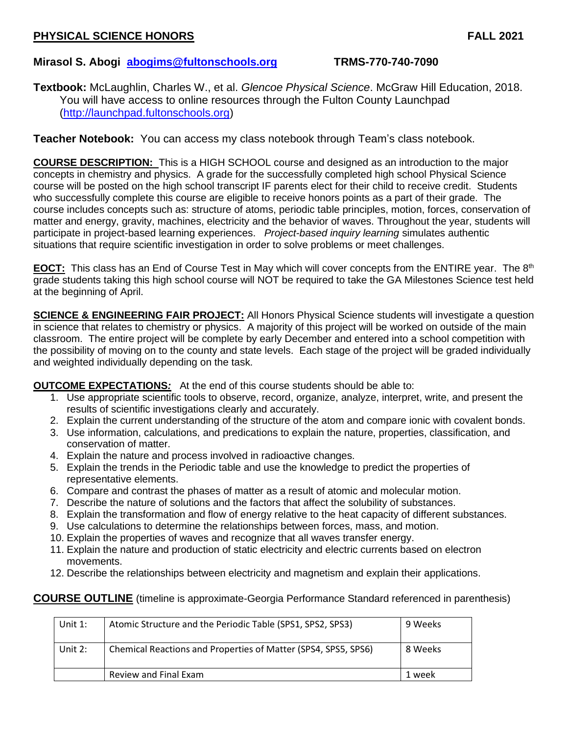**PHYSICAL SCIENCE HONORS** **FALL 2021**

**Mirasol S. Abogi [abogims@fultonschools.org](mailto:abogims@fultonschools.org) TRMS-770-740-7090**

**Textbook:** McLaughlin, Charles W., et al. *Glencoe Physical Science*. McGraw Hill Education, 2018. You will have access to online resources through the Fulton County Launchpad ([http://launchpad.fultonschools.org](http://launchpad.fultonschools.org))

**Teacher Notebook:** You can access my class notebook through Team's class notebook.

**COURSE DESCRIPTION:** This is a HIGH SCHOOL course and designed as an introduction to the major concepts in chemistry and physics. A grade for the successfully completed high school Physical Science course will be posted on the high school transcript IF parents elect for their child to receive credit. Students who successfully complete this course are eligible to receive honors points as a part of their grade. The course includes concepts such as: structure of atoms, periodic table principles, motion, forces, conservation of matter and energy, gravity, machines, electricity and the behavior of waves. Throughout the year, students will participate in project-based learning experiences. *Project-based inquiry learning* simulates authentic situations that require scientific investigation in order to solve problems or meet challenges.

**EOCT:** This class has an End of Course Test in May which will cover concepts from the ENTIRE year. The 8th grade students taking this high school course will NOT be required to take the GA Milestones Science test held at the beginning of April.

**SCIENCE & ENGINEERING FAIR PROJECT:** All Honors Physical Science students will investigate a question in science that relates to chemistry or physics. A majority of this project will be worked on outside of the main classroom. The entire project will be complete by early December and entered into a school competition with the possibility of moving on to the county and state levels. Each stage of the project will be graded individually and weighted individually depending on the task.

**OUTCOME EXPECTATIONS:** At the end of this course students should be able to:

1. Use appropriate scientific tools to observe, record, organize, analyze, interpret, write, and present the results of scientific investigations clearly and accurately.
2. Explain the current understanding of the structure of the atom and compare ionic with covalent bonds.
3. Use information, calculations, and predications to explain the nature, properties, classification, and conservation of matter.
4. Explain the nature and process involved in radioactive changes.
5. Explain the trends in the Periodic table and use the knowledge to predict the properties of representative elements.
6. Compare and contrast the phases of matter as a result of atomic and molecular motion.
7. Describe the nature of solutions and the factors that affect the solubility of substances.
8. Explain the transformation and flow of energy relative to the heat capacity of different substances.
9. Use calculations to determine the relationships between forces, mass, and motion.
10. Explain the properties of waves and recognize that all waves transfer energy.
11. Explain the nature and production of static electricity and electric currents based on electron movements.
12. Describe the relationships between electricity and magnetism and explain their applications.

**COURSE OUTLINE** (timeline is approximate-Georgia Performance Standard referenced in parenthesis)

| | | |
|---|---|---|
| Unit 1: | Atomic Structure and the Periodic Table (SPS1, SPS2, SPS3) | 9 Weeks |
| Unit 2: | Chemical Reactions and Properties of Matter (SPS4, SPS5, SPS6) | 8 Weeks |
| | Review and Final Exam | 1 week |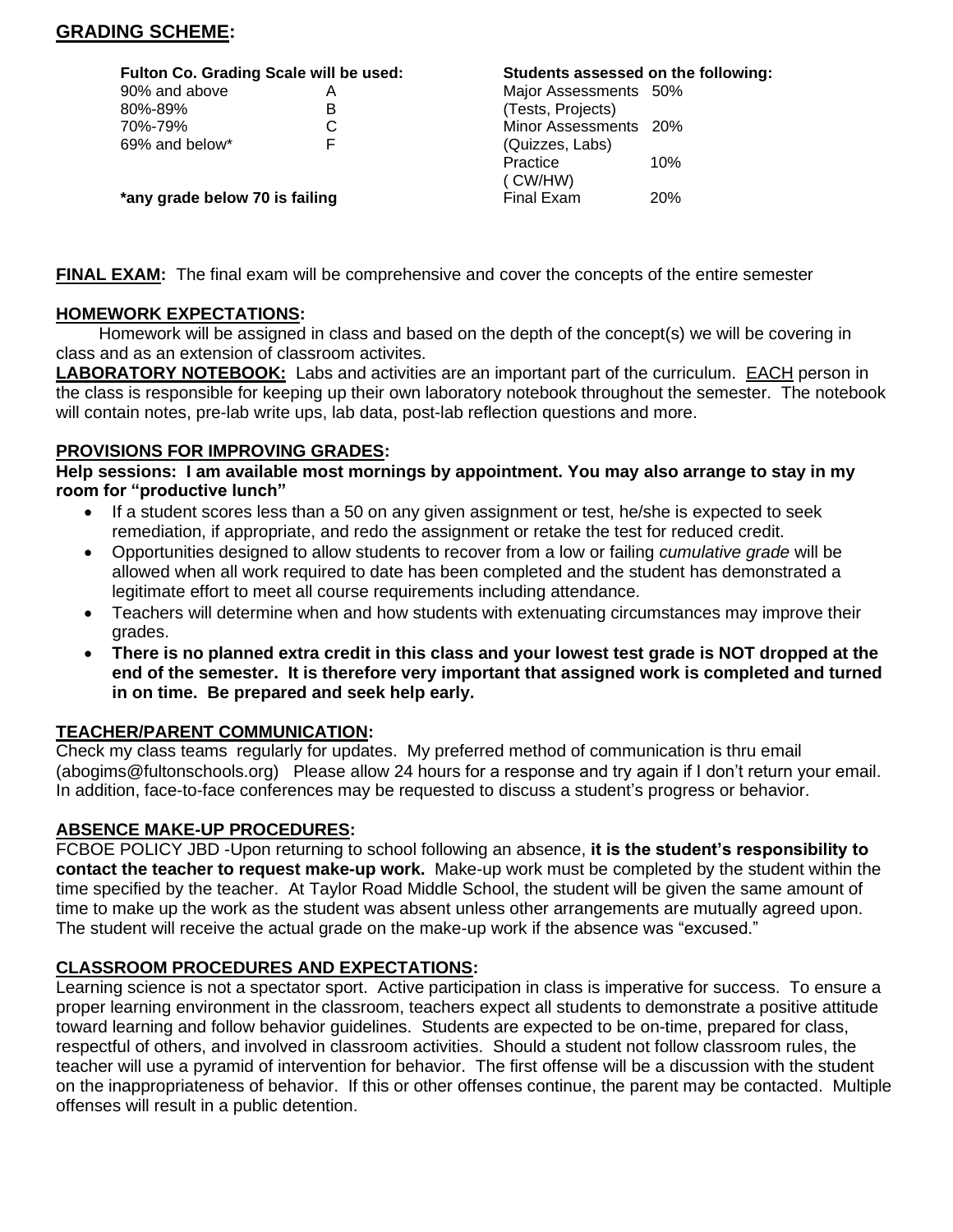## GRADING SCHEME:

| **Fulton Co. Grading Scale will be used:** | | **Students assessed on the following:** | |
|---|---|---|---|
| 90% and above | A | Major Assessments (Tests, Projects) | 50% |
| 80%-89% | B | Minor Assessments (Quizzes, Labs) | 20% |
| 70%-79% | C | Practice ( CW/HW) | 10% |
| 69% and below* | F | Final Exam | 20% |

**\*any grade below 70 is failing**

**FINAL EXAM:** The final exam will be comprehensive and cover the concepts of the entire semester

## HOMEWORK EXPECTATIONS:

Homework will be assigned in class and based on the depth of the concept(s) we will be covering in class and as an extension of classroom activites.

**LABORATORY NOTEBOOK:** Labs and activities are an important part of the curriculum. EACH person in the class is responsible for keeping up their own laboratory notebook throughout the semester. The notebook will contain notes, pre-lab write ups, lab data, post-lab reflection questions and more.

## PROVISIONS FOR IMPROVING GRADES:

**Help sessions: I am available most mornings by appointment. You may also arrange to stay in my room for "productive lunch"**

- If a student scores less than a 50 on any given assignment or test, he/she is expected to seek remediation, if appropriate, and redo the assignment or retake the test for reduced credit.
- Opportunities designed to allow students to recover from a low or failing *cumulative grade* will be allowed when all work required to date has been completed and the student has demonstrated a legitimate effort to meet all course requirements including attendance.
- Teachers will determine when and how students with extenuating circumstances may improve their grades.
- **There is no planned extra credit in this class and your lowest test grade is NOT dropped at the end of the semester. It is therefore very important that assigned work is completed and turned in on time. Be prepared and seek help early.**

## TEACHER/PARENT COMMUNICATION:

Check my class teams regularly for updates. My preferred method of communication is thru email (abogims@fultonschools.org) Please allow 24 hours for a response and try again if I don't return your email. In addition, face-to-face conferences may be requested to discuss a student's progress or behavior.

## ABSENCE MAKE-UP PROCEDURES:

FCBOE POLICY JBD -Upon returning to school following an absence, **it is the student's responsibility to contact the teacher to request make-up work.** Make-up work must be completed by the student within the time specified by the teacher. At Taylor Road Middle School, the student will be given the same amount of time to make up the work as the student was absent unless other arrangements are mutually agreed upon. The student will receive the actual grade on the make-up work if the absence was "excused."

## CLASSROOM PROCEDURES AND EXPECTATIONS:

Learning science is not a spectator sport. Active participation in class is imperative for success. To ensure a proper learning environment in the classroom, teachers expect all students to demonstrate a positive attitude toward learning and follow behavior guidelines. Students are expected to be on-time, prepared for class, respectful of others, and involved in classroom activities. Should a student not follow classroom rules, the teacher will use a pyramid of intervention for behavior. The first offense will be a discussion with the student on the inappropriateness of behavior. If this or other offenses continue, the parent may be contacted. Multiple offenses will result in a public detention.